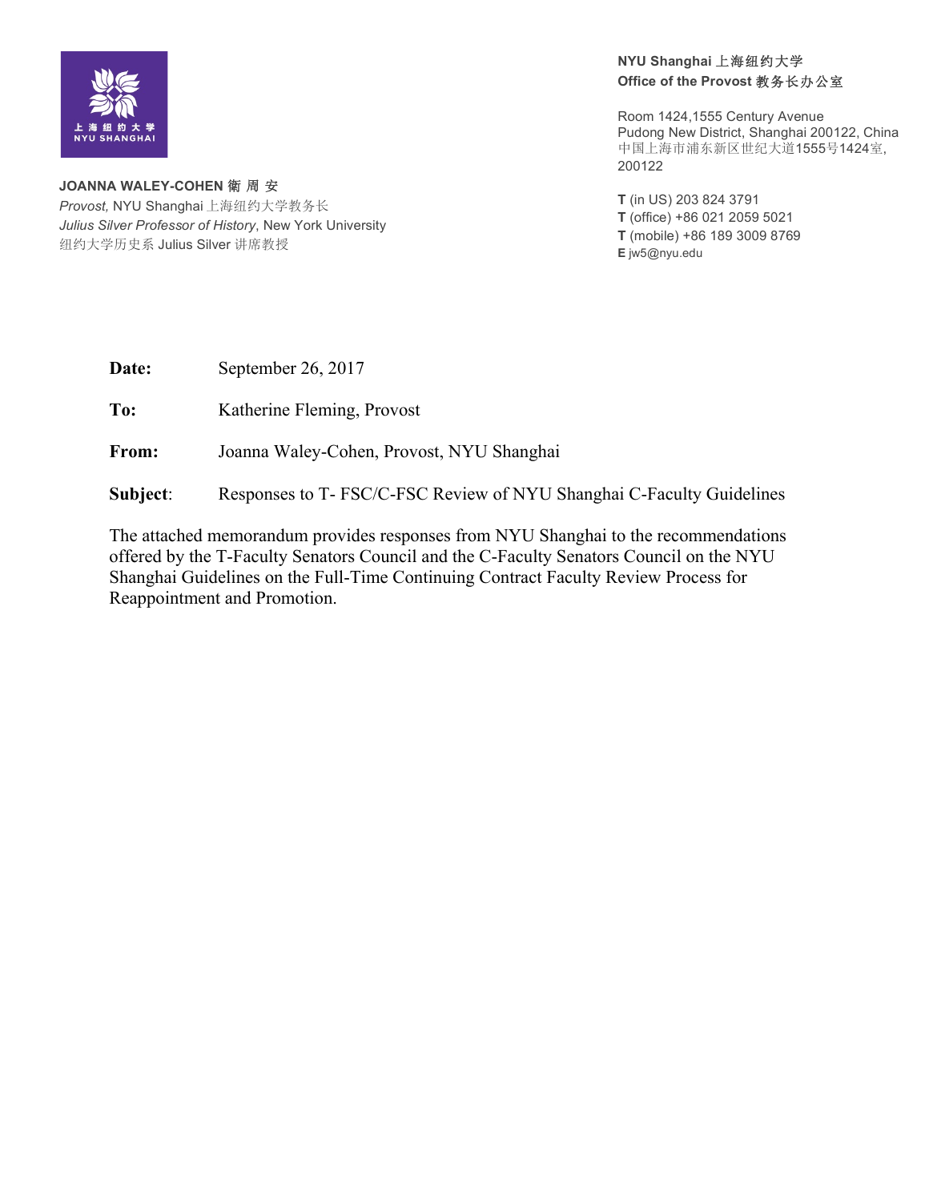**JOANNA WALEY-COHEN 衛 周 安**
*Provost*, NYU Shanghai 上海纽约大学教务长
*Julius Silver Professor of History*, New York University
纽约大学历史系 Julius Silver 讲席教授

**NYU Shanghai 上海纽约大学**
**Office of the Provost 教务长办公室**

Room 1424,1555 Century Avenue
Pudong New District, Shanghai 200122, China
中国上海市浦东新区世纪大道1555号1424室, 200122

**T** (in US) 203 824 3791
**T** (office) +86 021 2059 5021
**T** (mobile) +86 189 3009 8769
**E** jw5@nyu.edu

**Date:** September 26, 2017

**To:** Katherine Fleming, Provost

**From:** Joanna Waley-Cohen, Provost, NYU Shanghai

**Subject**: Responses to T- FSC/C-FSC Review of NYU Shanghai C-Faculty Guidelines

The attached memorandum provides responses from NYU Shanghai to the recommendations offered by the T-Faculty Senators Council and the C-Faculty Senators Council on the NYU Shanghai Guidelines on the Full-Time Continuing Contract Faculty Review Process for Reappointment and Promotion.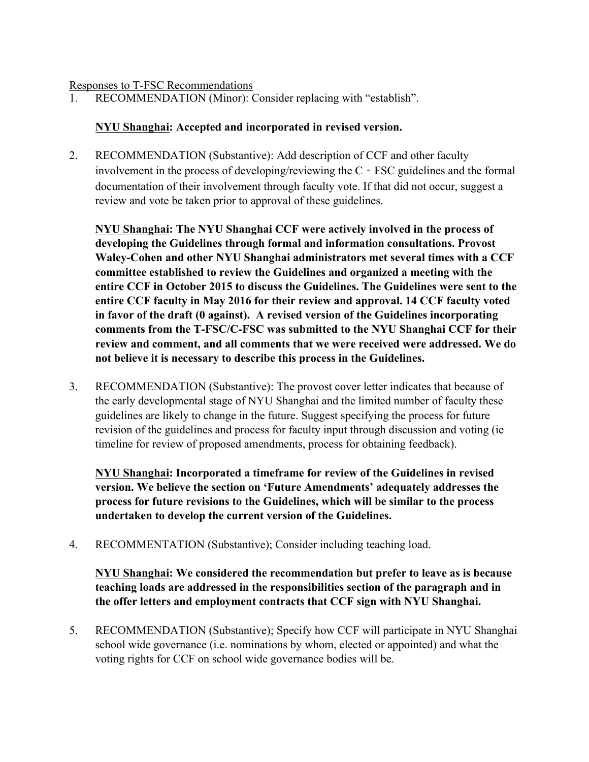Responses to T-FSC Recommendations

1. RECOMMENDATION (Minor): Consider replacing with "establish".

   **NYU Shanghai: Accepted and incorporated in revised version.**

2. RECOMMENDATION (Substantive): Add description of CCF and other faculty involvement in the process of developing/reviewing the C - FSC guidelines and the formal documentation of their involvement through faculty vote. If that did not occur, suggest a review and vote be taken prior to approval of these guidelines.

   **NYU Shanghai: The NYU Shanghai CCF were actively involved in the process of developing the Guidelines through formal and information consultations. Provost Waley-Cohen and other NYU Shanghai administrators met several times with a CCF committee established to review the Guidelines and organized a meeting with the entire CCF in October 2015 to discuss the Guidelines. The Guidelines were sent to the entire CCF faculty in May 2016 for their review and approval. 14 CCF faculty voted in favor of the draft (0 against). A revised version of the Guidelines incorporating comments from the T-FSC/C-FSC was submitted to the NYU Shanghai CCF for their review and comment, and all comments that we were received were addressed. We do not believe it is necessary to describe this process in the Guidelines.**

3. RECOMMENDATION (Substantive): The provost cover letter indicates that because of the early developmental stage of NYU Shanghai and the limited number of faculty these guidelines are likely to change in the future. Suggest specifying the process for future revision of the guidelines and process for faculty input through discussion and voting (ie timeline for review of proposed amendments, process for obtaining feedback).

   **NYU Shanghai: Incorporated a timeframe for review of the Guidelines in revised version. We believe the section on 'Future Amendments' adequately addresses the process for future revisions to the Guidelines, which will be similar to the process undertaken to develop the current version of the Guidelines.**

4. RECOMMENTATION (Substantive); Consider including teaching load.

   **NYU Shanghai: We considered the recommendation but prefer to leave as is because teaching loads are addressed in the responsibilities section of the paragraph and in the offer letters and employment contracts that CCF sign with NYU Shanghai.**

5. RECOMMENDATION (Substantive); Specify how CCF will participate in NYU Shanghai school wide governance (i.e. nominations by whom, elected or appointed) and what the voting rights for CCF on school wide governance bodies will be.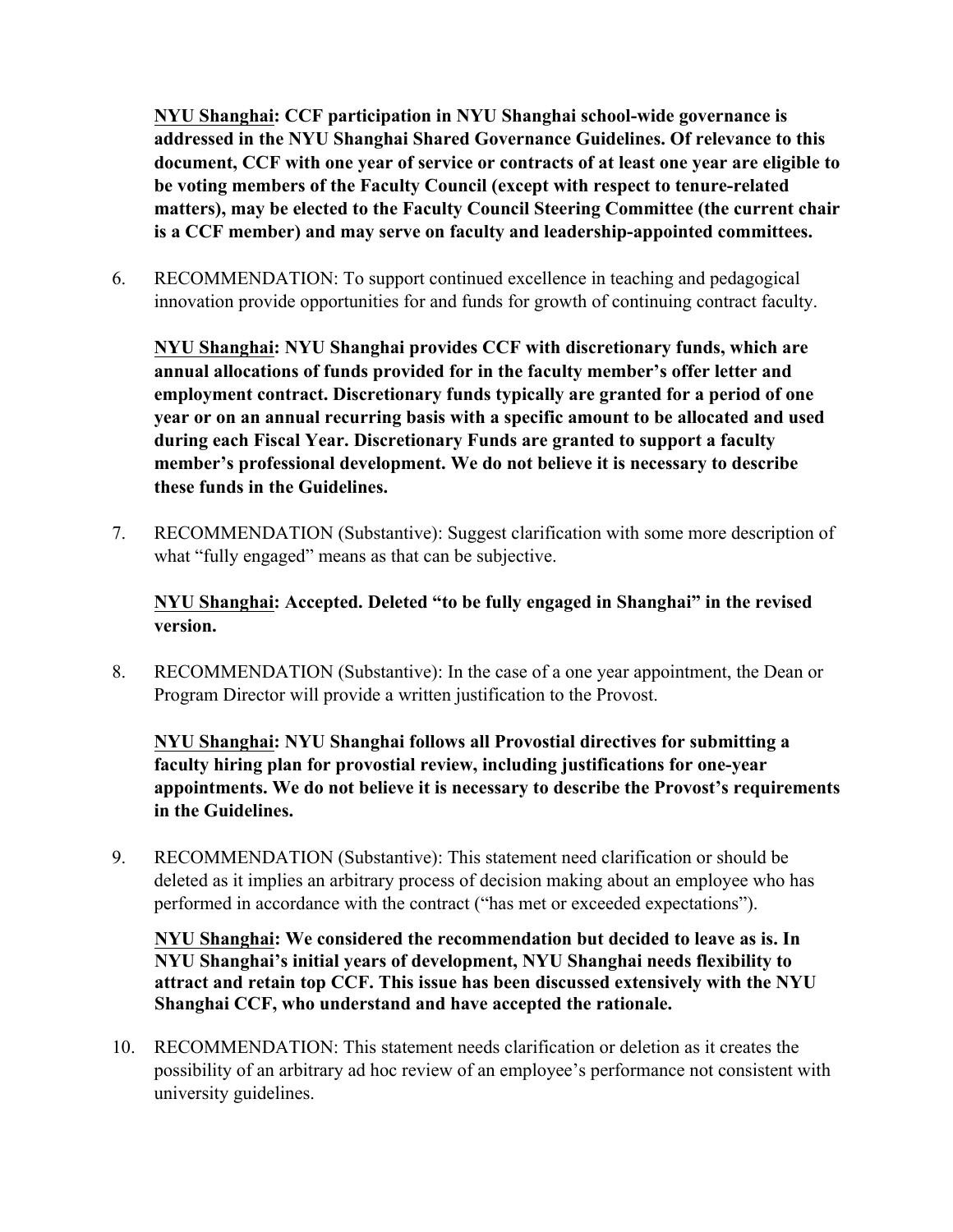**<u>NYU Shanghai</u>: CCF participation in NYU Shanghai school-wide governance is addressed in the NYU Shanghai Shared Governance Guidelines. Of relevance to this document, CCF with one year of service or contracts of at least one year are eligible to be voting members of the Faculty Council (except with respect to tenure-related matters), may be elected to the Faculty Council Steering Committee (the current chair is a CCF member) and may serve on faculty and leadership-appointed committees.**

6. RECOMMENDATION: To support continued excellence in teaching and pedagogical innovation provide opportunities for and funds for growth of continuing contract faculty.

   **<u>NYU Shanghai</u>: NYU Shanghai provides CCF with discretionary funds, which are annual allocations of funds provided for in the faculty member's offer letter and employment contract. Discretionary funds typically are granted for a period of one year or on an annual recurring basis with a specific amount to be allocated and used during each Fiscal Year. Discretionary Funds are granted to support a faculty member's professional development. We do not believe it is necessary to describe these funds in the Guidelines.**

7. RECOMMENDATION (Substantive): Suggest clarification with some more description of what "fully engaged" means as that can be subjective.

   **<u>NYU Shanghai</u>: Accepted. Deleted "to be fully engaged in Shanghai" in the revised version.**

8. RECOMMENDATION (Substantive): In the case of a one year appointment, the Dean or Program Director will provide a written justification to the Provost.

   **<u>NYU Shanghai</u>: NYU Shanghai follows all Provostial directives for submitting a faculty hiring plan for provostial review, including justifications for one-year appointments. We do not believe it is necessary to describe the Provost's requirements in the Guidelines.**

9. RECOMMENDATION (Substantive): This statement need clarification or should be deleted as it implies an arbitrary process of decision making about an employee who has performed in accordance with the contract ("has met or exceeded expectations").

   **<u>NYU Shanghai</u>: We considered the recommendation but decided to leave as is. In NYU Shanghai's initial years of development, NYU Shanghai needs flexibility to attract and retain top CCF. This issue has been discussed extensively with the NYU Shanghai CCF, who understand and have accepted the rationale.**

10. RECOMMENDATION: This statement needs clarification or deletion as it creates the possibility of an arbitrary ad hoc review of an employee's performance not consistent with university guidelines.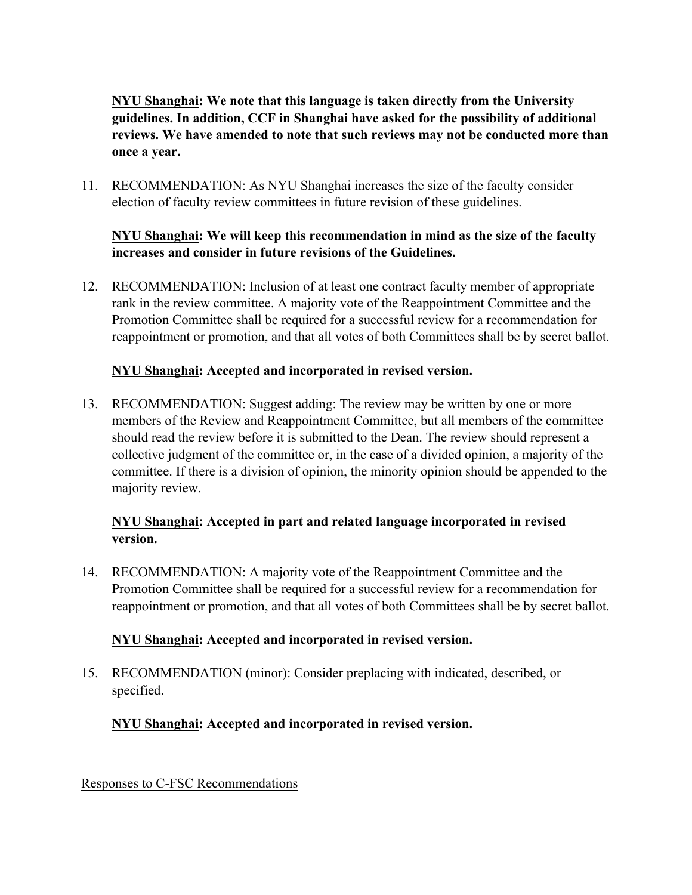**NYU Shanghai: We note that this language is taken directly from the University guidelines. In addition, CCF in Shanghai have asked for the possibility of additional reviews. We have amended to note that such reviews may not be conducted more than once a year.**

11. RECOMMENDATION: As NYU Shanghai increases the size of the faculty consider election of faculty review committees in future revision of these guidelines.

    **NYU Shanghai: We will keep this recommendation in mind as the size of the faculty increases and consider in future revisions of the Guidelines.**

12. RECOMMENDATION: Inclusion of at least one contract faculty member of appropriate rank in the review committee. A majority vote of the Reappointment Committee and the Promotion Committee shall be required for a successful review for a recommendation for reappointment or promotion, and that all votes of both Committees shall be by secret ballot.

    **NYU Shanghai: Accepted and incorporated in revised version.**

13. RECOMMENDATION: Suggest adding: The review may be written by one or more members of the Review and Reappointment Committee, but all members of the committee should read the review before it is submitted to the Dean. The review should represent a collective judgment of the committee or, in the case of a divided opinion, a majority of the committee. If there is a division of opinion, the minority opinion should be appended to the majority review.

    **NYU Shanghai: Accepted in part and related language incorporated in revised version.**

14. RECOMMENDATION: A majority vote of the Reappointment Committee and the Promotion Committee shall be required for a successful review for a recommendation for reappointment or promotion, and that all votes of both Committees shall be by secret ballot.

    **NYU Shanghai: Accepted and incorporated in revised version.**

15. RECOMMENDATION (minor): Consider preplacing with indicated, described, or specified.

    **NYU Shanghai: Accepted and incorporated in revised version.**

Responses to C-FSC Recommendations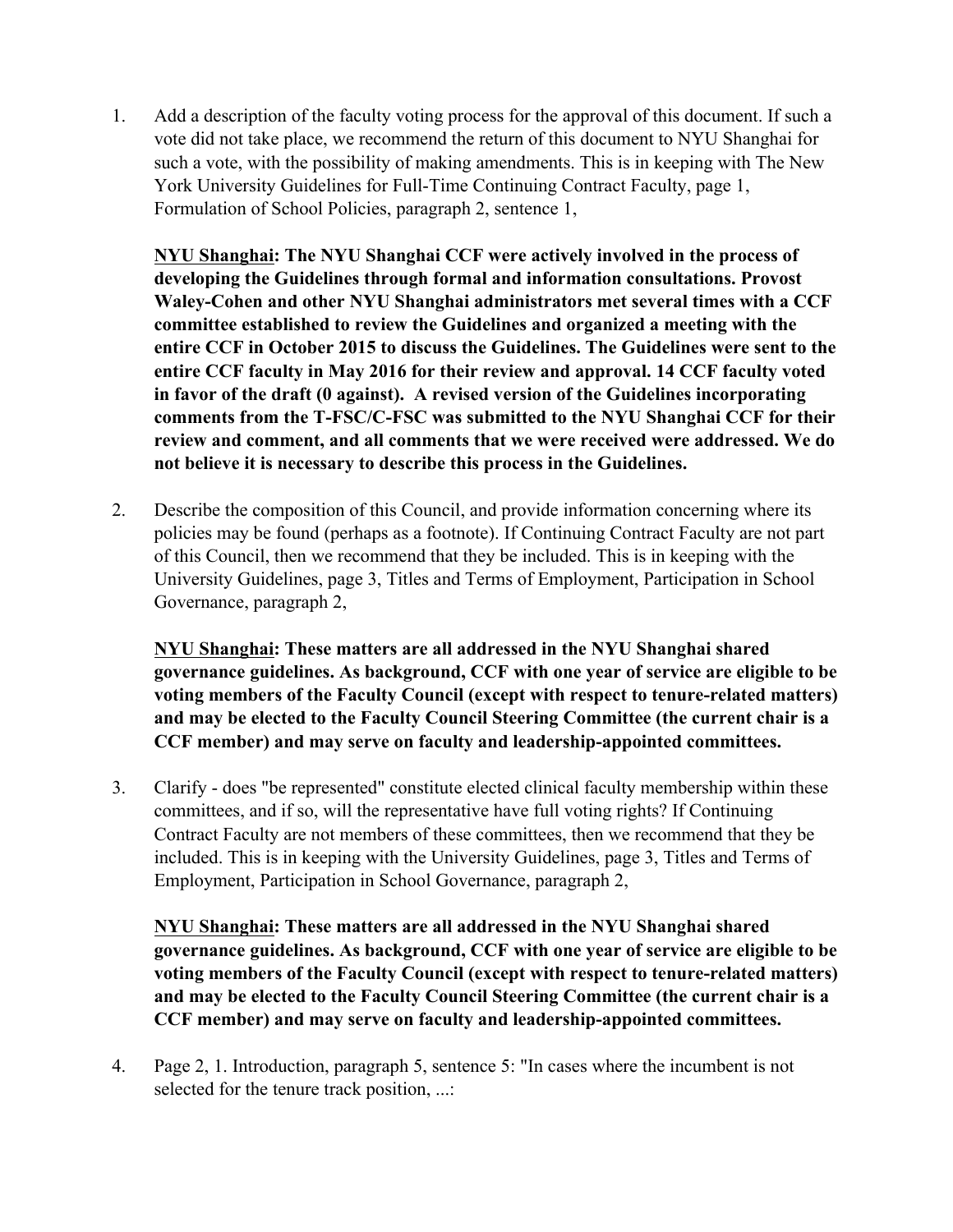1. Add a description of the faculty voting process for the approval of this document. If such a vote did not take place, we recommend the return of this document to NYU Shanghai for such a vote, with the possibility of making amendments. This is in keeping with The New York University Guidelines for Full-Time Continuing Contract Faculty, page 1, Formulation of School Policies, paragraph 2, sentence 1,

   **<u>NYU Shanghai</u>: The NYU Shanghai CCF were actively involved in the process of developing the Guidelines through formal and information consultations. Provost Waley-Cohen and other NYU Shanghai administrators met several times with a CCF committee established to review the Guidelines and organized a meeting with the entire CCF in October 2015 to discuss the Guidelines. The Guidelines were sent to the entire CCF faculty in May 2016 for their review and approval. 14 CCF faculty voted in favor of the draft (0 against). A revised version of the Guidelines incorporating comments from the T-FSC/C-FSC was submitted to the NYU Shanghai CCF for their review and comment, and all comments that we were received were addressed. We do not believe it is necessary to describe this process in the Guidelines.**

2. Describe the composition of this Council, and provide information concerning where its policies may be found (perhaps as a footnote). If Continuing Contract Faculty are not part of this Council, then we recommend that they be included. This is in keeping with the University Guidelines, page 3, Titles and Terms of Employment, Participation in School Governance, paragraph 2,

   **<u>NYU Shanghai</u>: These matters are all addressed in the NYU Shanghai shared governance guidelines. As background, CCF with one year of service are eligible to be voting members of the Faculty Council (except with respect to tenure-related matters) and may be elected to the Faculty Council Steering Committee (the current chair is a CCF member) and may serve on faculty and leadership-appointed committees.**

3. Clarify - does "be represented" constitute elected clinical faculty membership within these committees, and if so, will the representative have full voting rights? If Continuing Contract Faculty are not members of these committees, then we recommend that they be included. This is in keeping with the University Guidelines, page 3, Titles and Terms of Employment, Participation in School Governance, paragraph 2,

   **<u>NYU Shanghai</u>: These matters are all addressed in the NYU Shanghai shared governance guidelines. As background, CCF with one year of service are eligible to be voting members of the Faculty Council (except with respect to tenure-related matters) and may be elected to the Faculty Council Steering Committee (the current chair is a CCF member) and may serve on faculty and leadership-appointed committees.**

4. Page 2, 1. Introduction, paragraph 5, sentence 5: "In cases where the incumbent is not selected for the tenure track position, ...: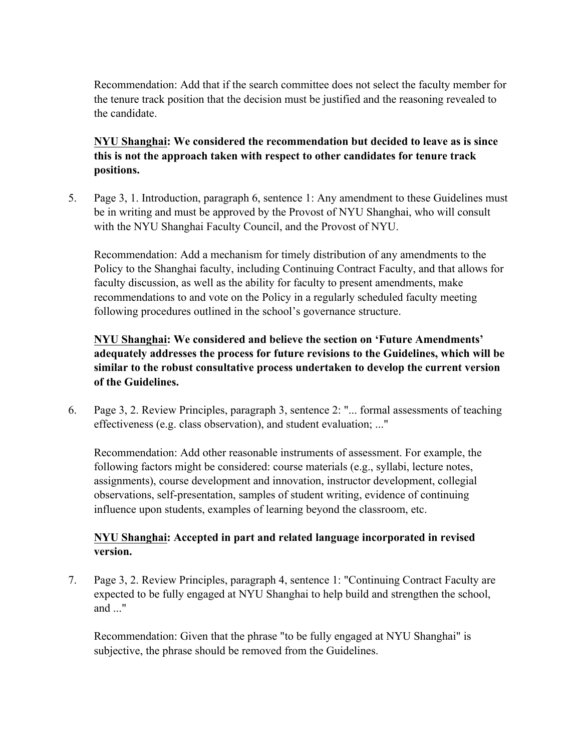Recommendation: Add that if the search committee does not select the faculty member for the tenure track position that the decision must be justified and the reasoning revealed to the candidate.

**<u>NYU Shanghai</u>: We considered the recommendation but decided to leave as is since this is not the approach taken with respect to other candidates for tenure track positions.**

5. Page 3, 1. Introduction, paragraph 6, sentence 1: Any amendment to these Guidelines must be in writing and must be approved by the Provost of NYU Shanghai, who will consult with the NYU Shanghai Faculty Council, and the Provost of NYU.

   Recommendation: Add a mechanism for timely distribution of any amendments to the Policy to the Shanghai faculty, including Continuing Contract Faculty, and that allows for faculty discussion, as well as the ability for faculty to present amendments, make recommendations to and vote on the Policy in a regularly scheduled faculty meeting following procedures outlined in the school's governance structure.

   **<u>NYU Shanghai</u>: We considered and believe the section on 'Future Amendments' adequately addresses the process for future revisions to the Guidelines, which will be similar to the robust consultative process undertaken to develop the current version of the Guidelines.**

6. Page 3, 2. Review Principles, paragraph 3, sentence 2: "... formal assessments of teaching effectiveness (e.g. class observation), and student evaluation; ..."

   Recommendation: Add other reasonable instruments of assessment. For example, the following factors might be considered: course materials (e.g., syllabi, lecture notes, assignments), course development and innovation, instructor development, collegial observations, self-presentation, samples of student writing, evidence of continuing influence upon students, examples of learning beyond the classroom, etc.

   **<u>NYU Shanghai</u>: Accepted in part and related language incorporated in revised version.**

7. Page 3, 2. Review Principles, paragraph 4, sentence 1: "Continuing Contract Faculty are expected to be fully engaged at NYU Shanghai to help build and strengthen the school, and ..."

   Recommendation: Given that the phrase "to be fully engaged at NYU Shanghai" is subjective, the phrase should be removed from the Guidelines.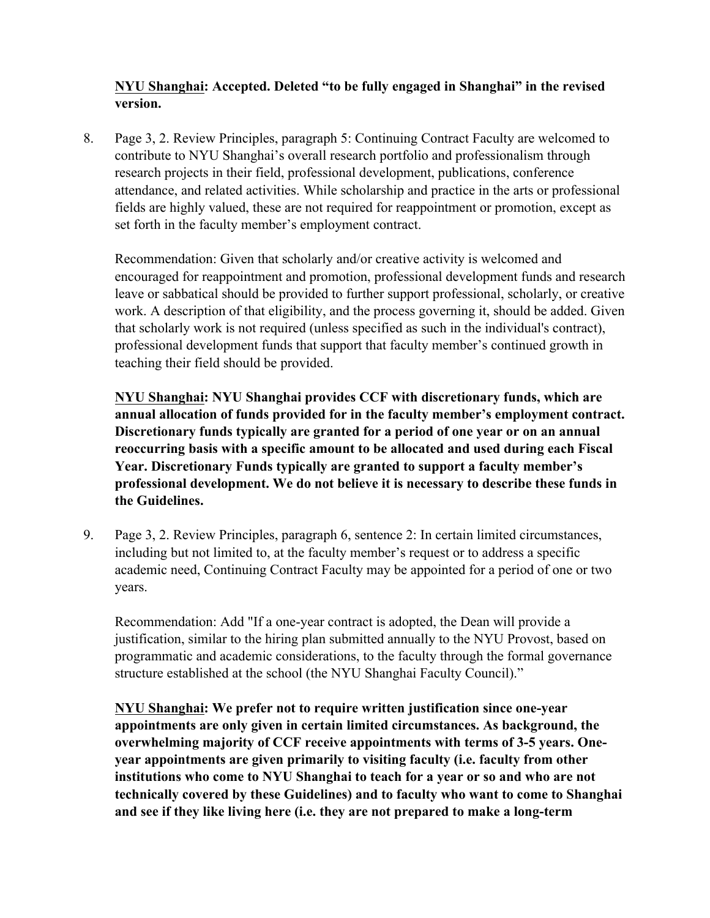**<u>NYU Shanghai</u>: Accepted. Deleted "to be fully engaged in Shanghai" in the revised version.**

8. Page 3, 2. Review Principles, paragraph 5: Continuing Contract Faculty are welcomed to contribute to NYU Shanghai's overall research portfolio and professionalism through research projects in their field, professional development, publications, conference attendance, and related activities. While scholarship and practice in the arts or professional fields are highly valued, these are not required for reappointment or promotion, except as set forth in the faculty member's employment contract.

   Recommendation: Given that scholarly and/or creative activity is welcomed and encouraged for reappointment and promotion, professional development funds and research leave or sabbatical should be provided to further support professional, scholarly, or creative work. A description of that eligibility, and the process governing it, should be added. Given that scholarly work is not required (unless specified as such in the individual's contract), professional development funds that support that faculty member's continued growth in teaching their field should be provided.

   **<u>NYU Shanghai</u>: NYU Shanghai provides CCF with discretionary funds, which are annual allocation of funds provided for in the faculty member's employment contract. Discretionary funds typically are granted for a period of one year or on an annual reoccurring basis with a specific amount to be allocated and used during each Fiscal Year. Discretionary Funds typically are granted to support a faculty member's professional development. We do not believe it is necessary to describe these funds in the Guidelines.**

9. Page 3, 2. Review Principles, paragraph 6, sentence 2: In certain limited circumstances, including but not limited to, at the faculty member's request or to address a specific academic need, Continuing Contract Faculty may be appointed for a period of one or two years.

   Recommendation: Add "If a one-year contract is adopted, the Dean will provide a justification, similar to the hiring plan submitted annually to the NYU Provost, based on programmatic and academic considerations, to the faculty through the formal governance structure established at the school (the NYU Shanghai Faculty Council)."

   **<u>NYU Shanghai</u>: We prefer not to require written justification since one-year appointments are only given in certain limited circumstances. As background, the overwhelming majority of CCF receive appointments with terms of 3-5 years. One-year appointments are given primarily to visiting faculty (i.e. faculty from other institutions who come to NYU Shanghai to teach for a year or so and who are not technically covered by these Guidelines) and to faculty who want to come to Shanghai and see if they like living here (i.e. they are not prepared to make a long-term**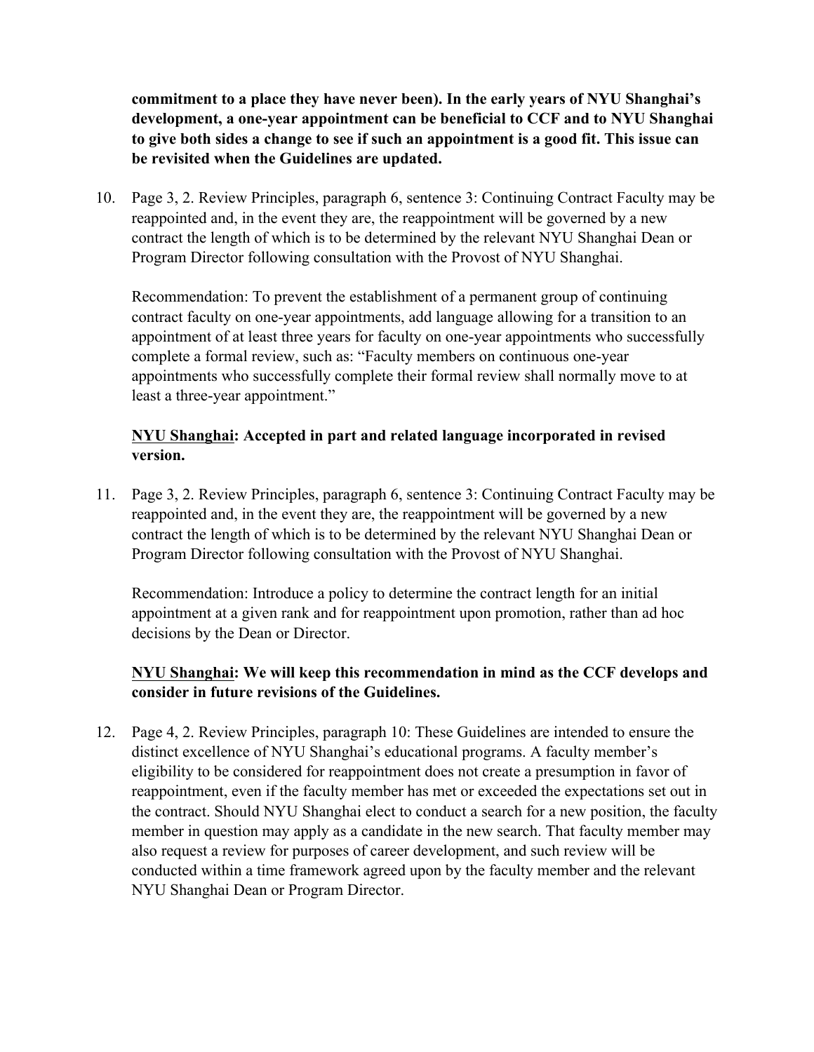**commitment to a place they have never been). In the early years of NYU Shanghai's development, a one-year appointment can be beneficial to CCF and to NYU Shanghai to give both sides a change to see if such an appointment is a good fit. This issue can be revisited when the Guidelines are updated.**

10. Page 3, 2. Review Principles, paragraph 6, sentence 3: Continuing Contract Faculty may be reappointed and, in the event they are, the reappointment will be governed by a new contract the length of which is to be determined by the relevant NYU Shanghai Dean or Program Director following consultation with the Provost of NYU Shanghai.

    Recommendation: To prevent the establishment of a permanent group of continuing contract faculty on one-year appointments, add language allowing for a transition to an appointment of at least three years for faculty on one-year appointments who successfully complete a formal review, such as: "Faculty members on continuous one-year appointments who successfully complete their formal review shall normally move to at least a three-year appointment."

    **<u>NYU Shanghai</u>: Accepted in part and related language incorporated in revised version.**

11. Page 3, 2. Review Principles, paragraph 6, sentence 3: Continuing Contract Faculty may be reappointed and, in the event they are, the reappointment will be governed by a new contract the length of which is to be determined by the relevant NYU Shanghai Dean or Program Director following consultation with the Provost of NYU Shanghai.

    Recommendation: Introduce a policy to determine the contract length for an initial appointment at a given rank and for reappointment upon promotion, rather than ad hoc decisions by the Dean or Director.

    **<u>NYU Shanghai</u>: We will keep this recommendation in mind as the CCF develops and consider in future revisions of the Guidelines.**

12. Page 4, 2. Review Principles, paragraph 10: These Guidelines are intended to ensure the distinct excellence of NYU Shanghai's educational programs. A faculty member's eligibility to be considered for reappointment does not create a presumption in favor of reappointment, even if the faculty member has met or exceeded the expectations set out in the contract. Should NYU Shanghai elect to conduct a search for a new position, the faculty member in question may apply as a candidate in the new search. That faculty member may also request a review for purposes of career development, and such review will be conducted within a time framework agreed upon by the faculty member and the relevant NYU Shanghai Dean or Program Director.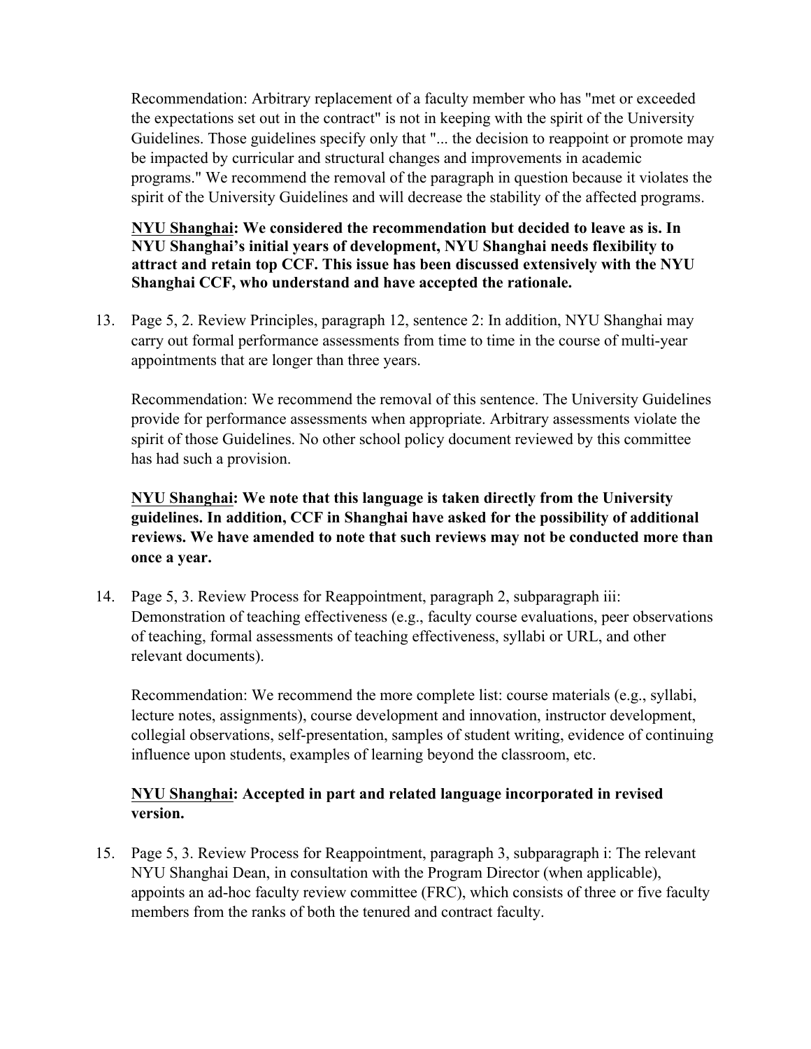Recommendation: Arbitrary replacement of a faculty member who has "met or exceeded the expectations set out in the contract" is not in keeping with the spirit of the University Guidelines. Those guidelines specify only that "... the decision to reappoint or promote may be impacted by curricular and structural changes and improvements in academic programs." We recommend the removal of the paragraph in question because it violates the spirit of the University Guidelines and will decrease the stability of the affected programs.

**<u>NYU Shanghai</u>: We considered the recommendation but decided to leave as is. In NYU Shanghai's initial years of development, NYU Shanghai needs flexibility to attract and retain top CCF. This issue has been discussed extensively with the NYU Shanghai CCF, who understand and have accepted the rationale.**

13. Page 5, 2. Review Principles, paragraph 12, sentence 2: In addition, NYU Shanghai may carry out formal performance assessments from time to time in the course of multi-year appointments that are longer than three years.

    Recommendation: We recommend the removal of this sentence. The University Guidelines provide for performance assessments when appropriate. Arbitrary assessments violate the spirit of those Guidelines. No other school policy document reviewed by this committee has had such a provision.

    **<u>NYU Shanghai</u>: We note that this language is taken directly from the University guidelines. In addition, CCF in Shanghai have asked for the possibility of additional reviews. We have amended to note that such reviews may not be conducted more than once a year.**

14. Page 5, 3. Review Process for Reappointment, paragraph 2, subparagraph iii: Demonstration of teaching effectiveness (e.g., faculty course evaluations, peer observations of teaching, formal assessments of teaching effectiveness, syllabi or URL, and other relevant documents).

    Recommendation: We recommend the more complete list: course materials (e.g., syllabi, lecture notes, assignments), course development and innovation, instructor development, collegial observations, self-presentation, samples of student writing, evidence of continuing influence upon students, examples of learning beyond the classroom, etc.

    **<u>NYU Shanghai</u>: Accepted in part and related language incorporated in revised version.**

15. Page 5, 3. Review Process for Reappointment, paragraph 3, subparagraph i: The relevant NYU Shanghai Dean, in consultation with the Program Director (when applicable), appoints an ad-hoc faculty review committee (FRC), which consists of three or five faculty members from the ranks of both the tenured and contract faculty.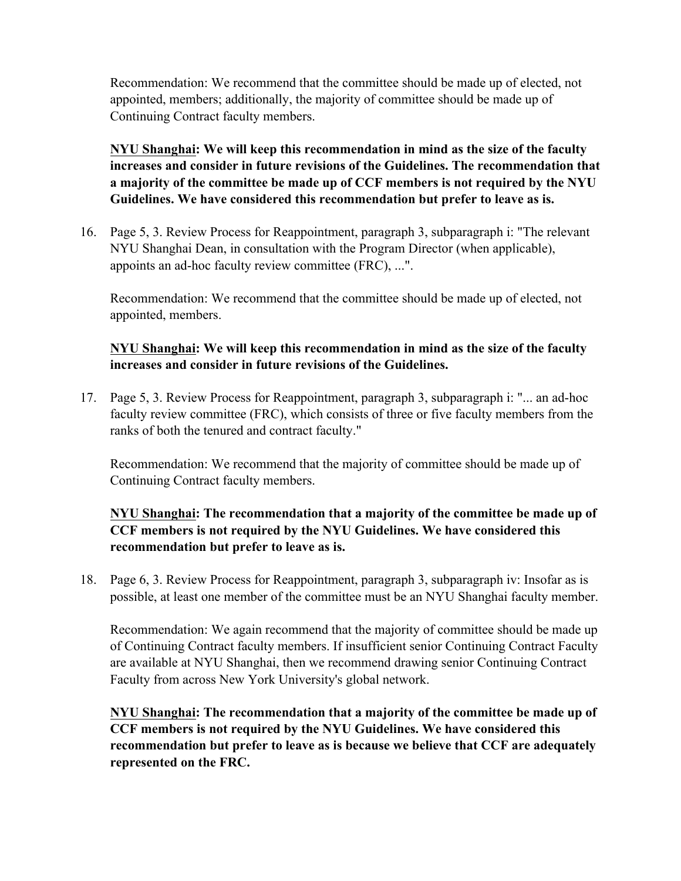Recommendation: We recommend that the committee should be made up of elected, not appointed, members; additionally, the majority of committee should be made up of Continuing Contract faculty members.

**<u>NYU Shanghai</u>: We will keep this recommendation in mind as the size of the faculty increases and consider in future revisions of the Guidelines. The recommendation that a majority of the committee be made up of CCF members is not required by the NYU Guidelines. We have considered this recommendation but prefer to leave as is.**

16. Page 5, 3. Review Process for Reappointment, paragraph 3, subparagraph i: "The relevant NYU Shanghai Dean, in consultation with the Program Director (when applicable), appoints an ad-hoc faculty review committee (FRC), ...".

    Recommendation: We recommend that the committee should be made up of elected, not appointed, members.

    **<u>NYU Shanghai</u>: We will keep this recommendation in mind as the size of the faculty increases and consider in future revisions of the Guidelines.**

17. Page 5, 3. Review Process for Reappointment, paragraph 3, subparagraph i: "... an ad-hoc faculty review committee (FRC), which consists of three or five faculty members from the ranks of both the tenured and contract faculty."

    Recommendation: We recommend that the majority of committee should be made up of Continuing Contract faculty members.

    **<u>NYU Shanghai</u>: The recommendation that a majority of the committee be made up of CCF members is not required by the NYU Guidelines. We have considered this recommendation but prefer to leave as is.**

18. Page 6, 3. Review Process for Reappointment, paragraph 3, subparagraph iv: Insofar as is possible, at least one member of the committee must be an NYU Shanghai faculty member.

    Recommendation: We again recommend that the majority of committee should be made up of Continuing Contract faculty members. If insufficient senior Continuing Contract Faculty are available at NYU Shanghai, then we recommend drawing senior Continuing Contract Faculty from across New York University's global network.

    **<u>NYU Shanghai</u>: The recommendation that a majority of the committee be made up of CCF members is not required by the NYU Guidelines. We have considered this recommendation but prefer to leave as is because we believe that CCF are adequately represented on the FRC.**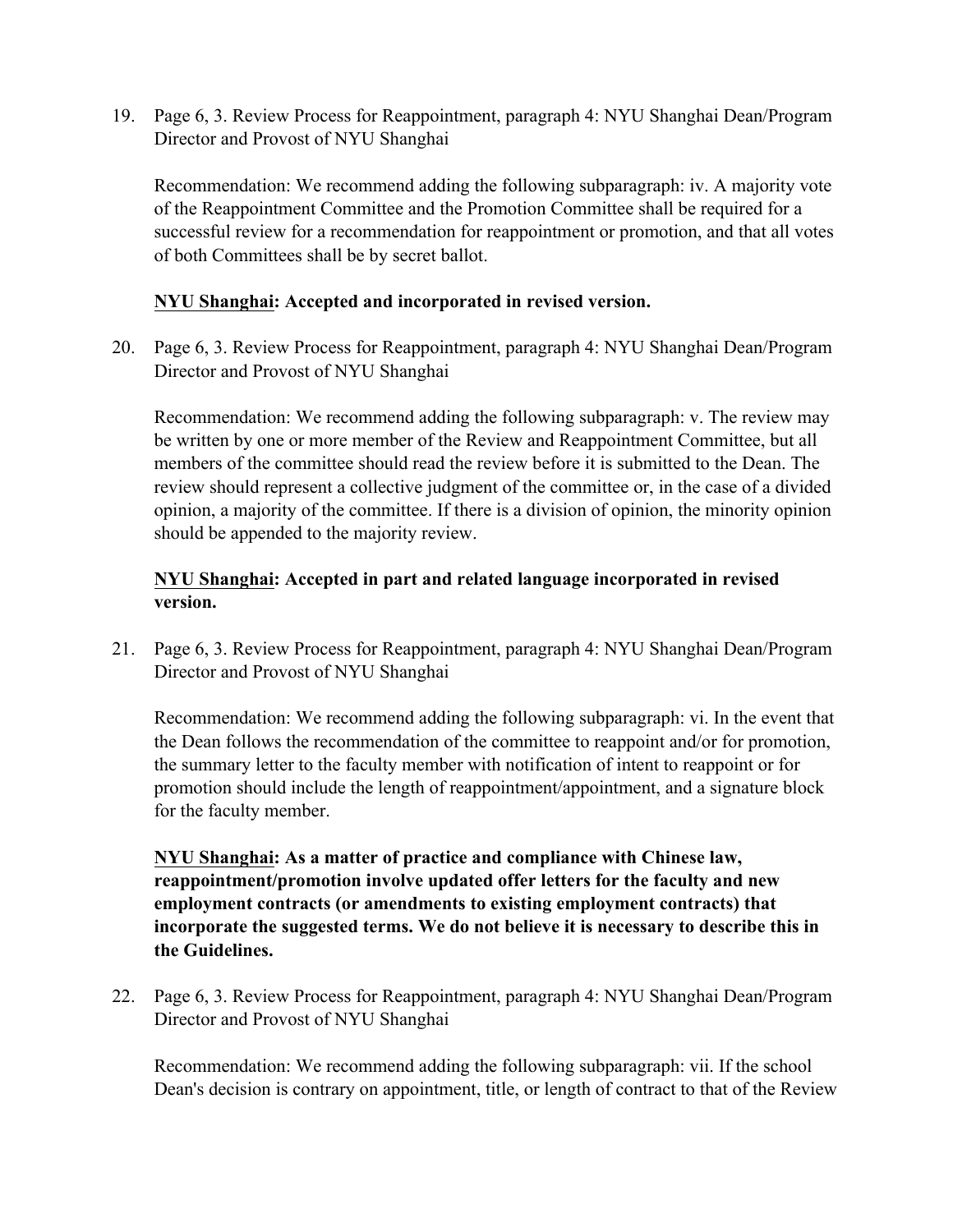19. Page 6, 3. Review Process for Reappointment, paragraph 4: NYU Shanghai Dean/Program Director and Provost of NYU Shanghai

    Recommendation: We recommend adding the following subparagraph: iv. A majority vote of the Reappointment Committee and the Promotion Committee shall be required for a successful review for a recommendation for reappointment or promotion, and that all votes of both Committees shall be by secret ballot.

    **NYU Shanghai: Accepted and incorporated in revised version.**

20. Page 6, 3. Review Process for Reappointment, paragraph 4: NYU Shanghai Dean/Program Director and Provost of NYU Shanghai

    Recommendation: We recommend adding the following subparagraph: v. The review may be written by one or more member of the Review and Reappointment Committee, but all members of the committee should read the review before it is submitted to the Dean. The review should represent a collective judgment of the committee or, in the case of a divided opinion, a majority of the committee. If there is a division of opinion, the minority opinion should be appended to the majority review.

    **NYU Shanghai: Accepted in part and related language incorporated in revised version.**

21. Page 6, 3. Review Process for Reappointment, paragraph 4: NYU Shanghai Dean/Program Director and Provost of NYU Shanghai

    Recommendation: We recommend adding the following subparagraph: vi. In the event that the Dean follows the recommendation of the committee to reappoint and/or for promotion, the summary letter to the faculty member with notification of intent to reappoint or for promotion should include the length of reappointment/appointment, and a signature block for the faculty member.

    **NYU Shanghai: As a matter of practice and compliance with Chinese law, reappointment/promotion involve updated offer letters for the faculty and new employment contracts (or amendments to existing employment contracts) that incorporate the suggested terms. We do not believe it is necessary to describe this in the Guidelines.**

22. Page 6, 3. Review Process for Reappointment, paragraph 4: NYU Shanghai Dean/Program Director and Provost of NYU Shanghai

    Recommendation: We recommend adding the following subparagraph: vii. If the school Dean's decision is contrary on appointment, title, or length of contract to that of the Review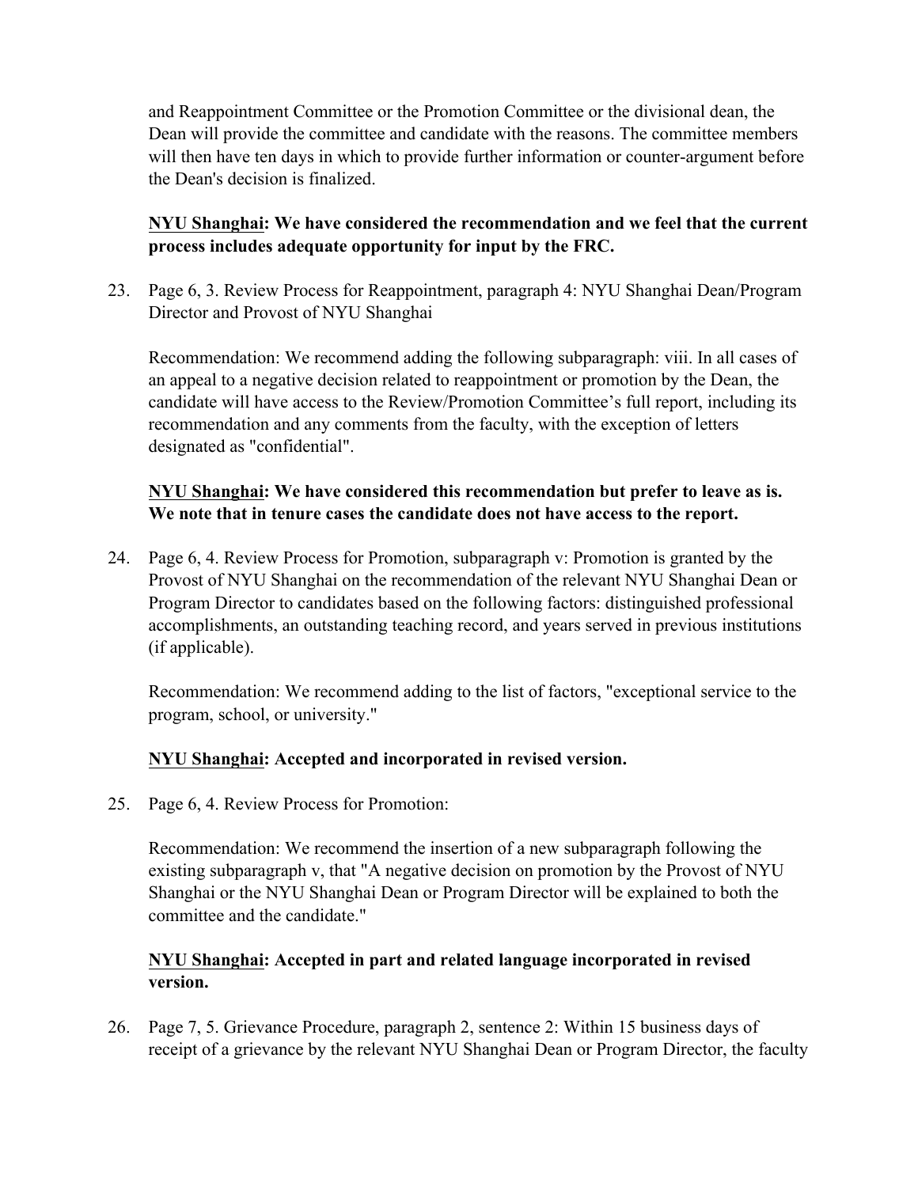and Reappointment Committee or the Promotion Committee or the divisional dean, the Dean will provide the committee and candidate with the reasons. The committee members will then have ten days in which to provide further information or counter-argument before the Dean's decision is finalized.

**<u>NYU Shanghai</u>: We have considered the recommendation and we feel that the current process includes adequate opportunity for input by the FRC.**

23. Page 6, 3. Review Process for Reappointment, paragraph 4: NYU Shanghai Dean/Program Director and Provost of NYU Shanghai

    Recommendation: We recommend adding the following subparagraph: viii. In all cases of an appeal to a negative decision related to reappointment or promotion by the Dean, the candidate will have access to the Review/Promotion Committee's full report, including its recommendation and any comments from the faculty, with the exception of letters designated as "confidential".

    **<u>NYU Shanghai</u>: We have considered this recommendation but prefer to leave as is. We note that in tenure cases the candidate does not have access to the report.**

24. Page 6, 4. Review Process for Promotion, subparagraph v: Promotion is granted by the Provost of NYU Shanghai on the recommendation of the relevant NYU Shanghai Dean or Program Director to candidates based on the following factors: distinguished professional accomplishments, an outstanding teaching record, and years served in previous institutions (if applicable).

    Recommendation: We recommend adding to the list of factors, "exceptional service to the program, school, or university."

    **<u>NYU Shanghai</u>: Accepted and incorporated in revised version.**

25. Page 6, 4. Review Process for Promotion:

    Recommendation: We recommend the insertion of a new subparagraph following the existing subparagraph v, that "A negative decision on promotion by the Provost of NYU Shanghai or the NYU Shanghai Dean or Program Director will be explained to both the committee and the candidate."

    **<u>NYU Shanghai</u>: Accepted in part and related language incorporated in revised version.**

26. Page 7, 5. Grievance Procedure, paragraph 2, sentence 2: Within 15 business days of receipt of a grievance by the relevant NYU Shanghai Dean or Program Director, the faculty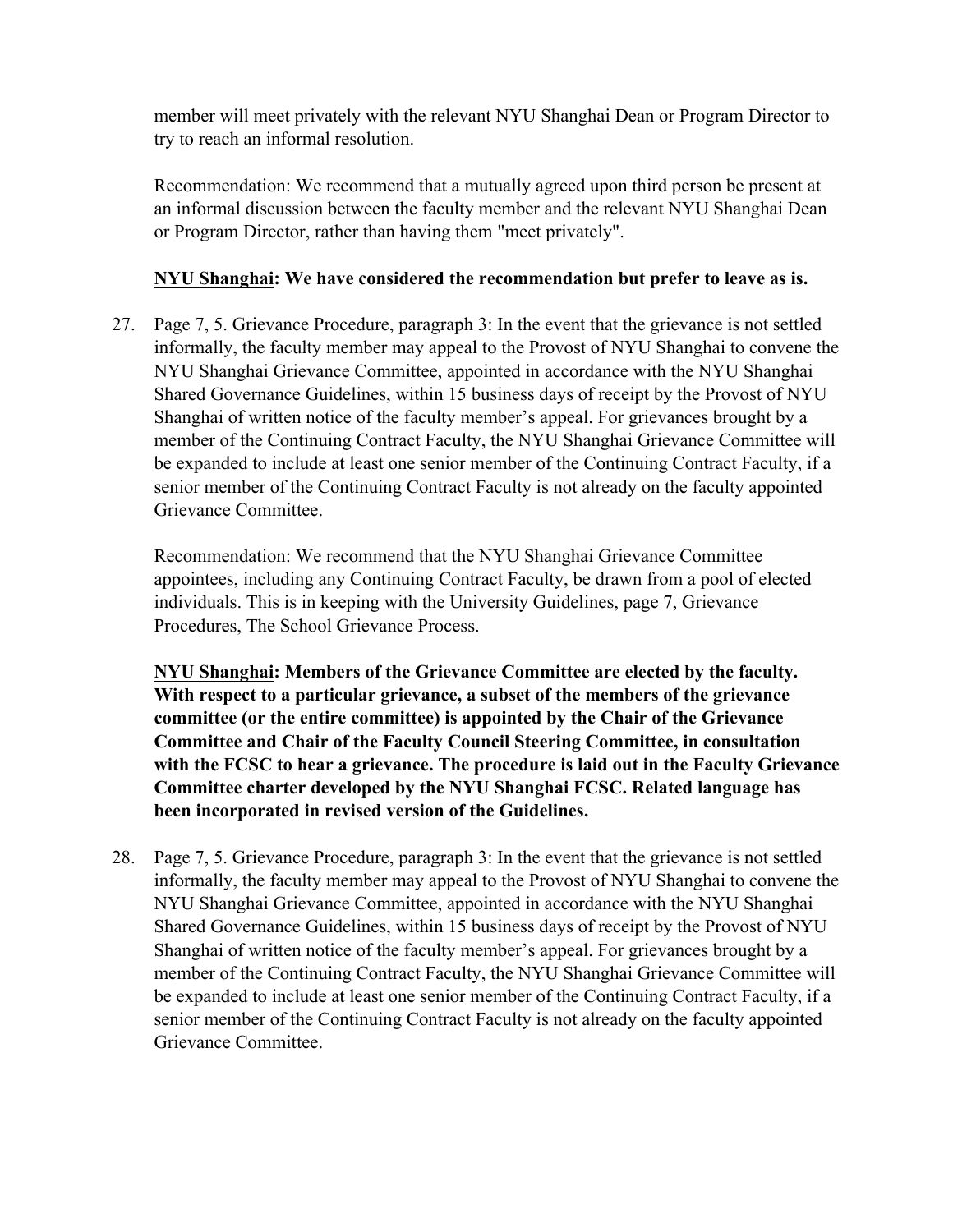member will meet privately with the relevant NYU Shanghai Dean or Program Director to try to reach an informal resolution.

Recommendation: We recommend that a mutually agreed upon third person be present at an informal discussion between the faculty member and the relevant NYU Shanghai Dean or Program Director, rather than having them "meet privately".

**NYU Shanghai: We have considered the recommendation but prefer to leave as is.**

27. Page 7, 5. Grievance Procedure, paragraph 3: In the event that the grievance is not settled informally, the faculty member may appeal to the Provost of NYU Shanghai to convene the NYU Shanghai Grievance Committee, appointed in accordance with the NYU Shanghai Shared Governance Guidelines, within 15 business days of receipt by the Provost of NYU Shanghai of written notice of the faculty member's appeal. For grievances brought by a member of the Continuing Contract Faculty, the NYU Shanghai Grievance Committee will be expanded to include at least one senior member of the Continuing Contract Faculty, if a senior member of the Continuing Contract Faculty is not already on the faculty appointed Grievance Committee.

    Recommendation: We recommend that the NYU Shanghai Grievance Committee appointees, including any Continuing Contract Faculty, be drawn from a pool of elected individuals. This is in keeping with the University Guidelines, page 7, Grievance Procedures, The School Grievance Process.

    **NYU Shanghai: Members of the Grievance Committee are elected by the faculty. With respect to a particular grievance, a subset of the members of the grievance committee (or the entire committee) is appointed by the Chair of the Grievance Committee and Chair of the Faculty Council Steering Committee, in consultation with the FCSC to hear a grievance. The procedure is laid out in the Faculty Grievance Committee charter developed by the NYU Shanghai FCSC. Related language has been incorporated in revised version of the Guidelines.**

28. Page 7, 5. Grievance Procedure, paragraph 3: In the event that the grievance is not settled informally, the faculty member may appeal to the Provost of NYU Shanghai to convene the NYU Shanghai Grievance Committee, appointed in accordance with the NYU Shanghai Shared Governance Guidelines, within 15 business days of receipt by the Provost of NYU Shanghai of written notice of the faculty member's appeal. For grievances brought by a member of the Continuing Contract Faculty, the NYU Shanghai Grievance Committee will be expanded to include at least one senior member of the Continuing Contract Faculty, if a senior member of the Continuing Contract Faculty is not already on the faculty appointed Grievance Committee.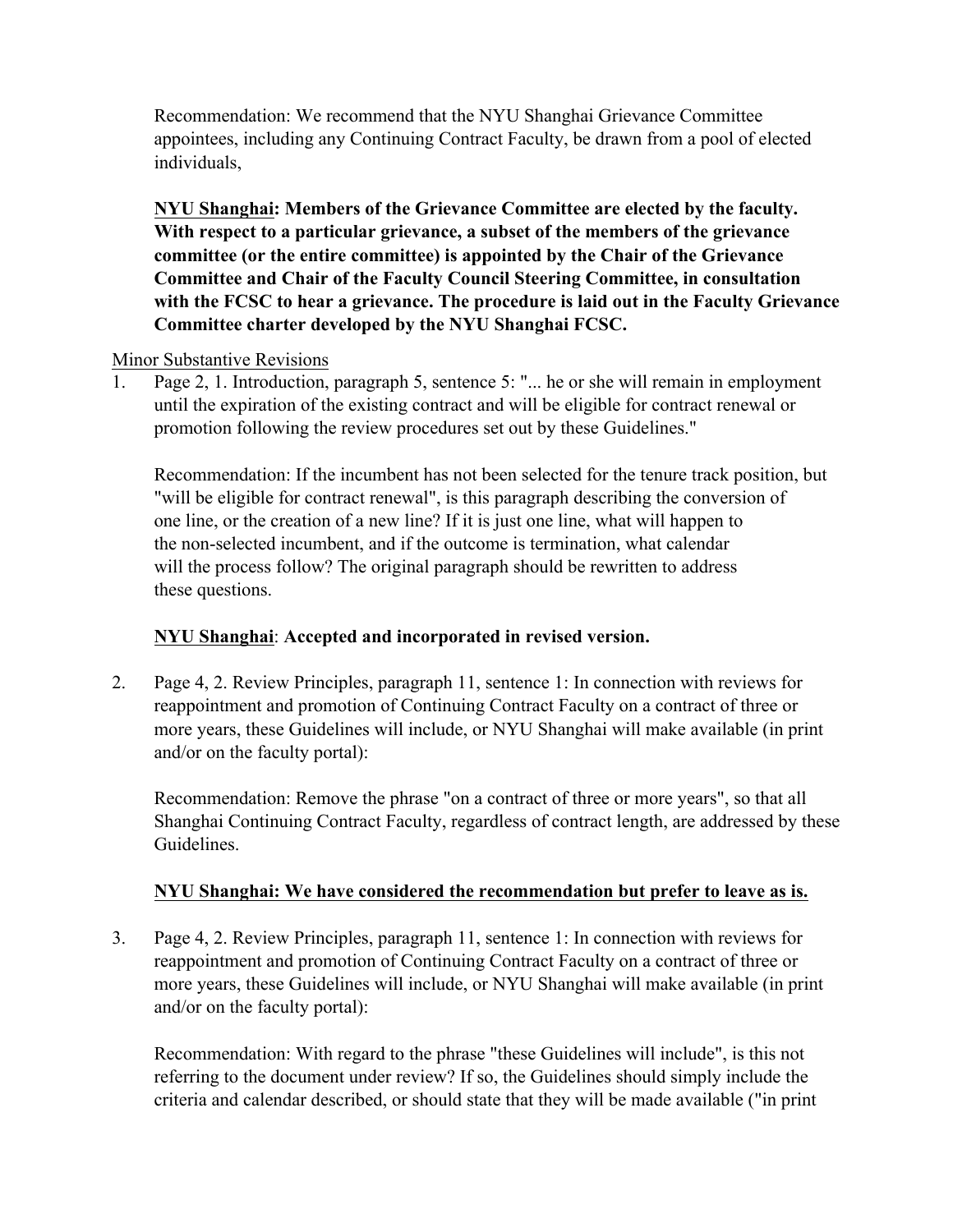Recommendation: We recommend that the NYU Shanghai Grievance Committee appointees, including any Continuing Contract Faculty, be drawn from a pool of elected individuals,

**<u>NYU Shanghai</u>: Members of the Grievance Committee are elected by the faculty. With respect to a particular grievance, a subset of the members of the grievance committee (or the entire committee) is appointed by the Chair of the Grievance Committee and Chair of the Faculty Council Steering Committee, in consultation with the FCSC to hear a grievance. The procedure is laid out in the Faculty Grievance Committee charter developed by the NYU Shanghai FCSC.**

<u>Minor Substantive Revisions</u>

1. Page 2, 1. Introduction, paragraph 5, sentence 5: "... he or she will remain in employment until the expiration of the existing contract and will be eligible for contract renewal or promotion following the review procedures set out by these Guidelines."

   Recommendation: If the incumbent has not been selected for the tenure track position, but "will be eligible for contract renewal", is this paragraph describing the conversion of one line, or the creation of a new line? If it is just one line, what will happen to the non-selected incumbent, and if the outcome is termination, what calendar will the process follow? The original paragraph should be rewritten to address these questions.

   **<u>NYU Shanghai</u>: Accepted and incorporated in revised version.**

2. Page 4, 2. Review Principles, paragraph 11, sentence 1: In connection with reviews for reappointment and promotion of Continuing Contract Faculty on a contract of three or more years, these Guidelines will include, or NYU Shanghai will make available (in print and/or on the faculty portal):

   Recommendation: Remove the phrase "on a contract of three or more years", so that all Shanghai Continuing Contract Faculty, regardless of contract length, are addressed by these Guidelines.

   **<u>NYU Shanghai: We have considered the recommendation but prefer to leave as is.</u>**

3. Page 4, 2. Review Principles, paragraph 11, sentence 1: In connection with reviews for reappointment and promotion of Continuing Contract Faculty on a contract of three or more years, these Guidelines will include, or NYU Shanghai will make available (in print and/or on the faculty portal):

   Recommendation: With regard to the phrase "these Guidelines will include", is this not referring to the document under review? If so, the Guidelines should simply include the criteria and calendar described, or should state that they will be made available ("in print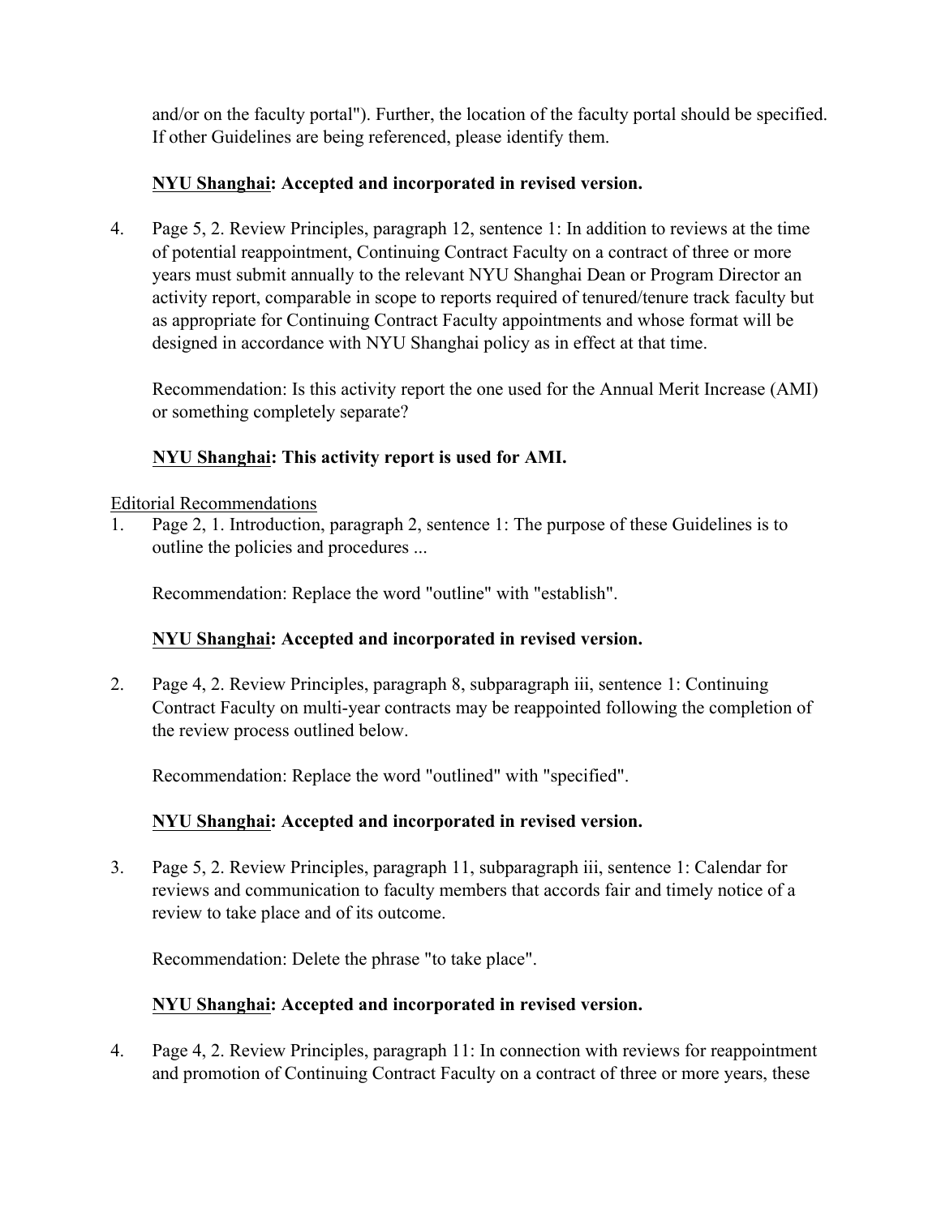and/or on the faculty portal"). Further, the location of the faculty portal should be specified. If other Guidelines are being referenced, please identify them.

<u>**NYU Shanghai**</u>**: Accepted and incorporated in revised version.**

4. Page 5, 2. Review Principles, paragraph 12, sentence 1: In addition to reviews at the time of potential reappointment, Continuing Contract Faculty on a contract of three or more years must submit annually to the relevant NYU Shanghai Dean or Program Director an activity report, comparable in scope to reports required of tenured/tenure track faculty but as appropriate for Continuing Contract Faculty appointments and whose format will be designed in accordance with NYU Shanghai policy as in effect at that time.

   Recommendation: Is this activity report the one used for the Annual Merit Increase (AMI) or something completely separate?

   <u>**NYU Shanghai**</u>**: This activity report is used for AMI.**

<u>Editorial Recommendations</u>

1. Page 2, 1. Introduction, paragraph 2, sentence 1: The purpose of these Guidelines is to outline the policies and procedures ...

   Recommendation: Replace the word "outline" with "establish".

   <u>**NYU Shanghai**</u>**: Accepted and incorporated in revised version.**

2. Page 4, 2. Review Principles, paragraph 8, subparagraph iii, sentence 1: Continuing Contract Faculty on multi-year contracts may be reappointed following the completion of the review process outlined below.

   Recommendation: Replace the word "outlined" with "specified".

   <u>**NYU Shanghai**</u>**: Accepted and incorporated in revised version.**

3. Page 5, 2. Review Principles, paragraph 11, subparagraph iii, sentence 1: Calendar for reviews and communication to faculty members that accords fair and timely notice of a review to take place and of its outcome.

   Recommendation: Delete the phrase "to take place".

   <u>**NYU Shanghai**</u>**: Accepted and incorporated in revised version.**

4. Page 4, 2. Review Principles, paragraph 11: In connection with reviews for reappointment and promotion of Continuing Contract Faculty on a contract of three or more years, these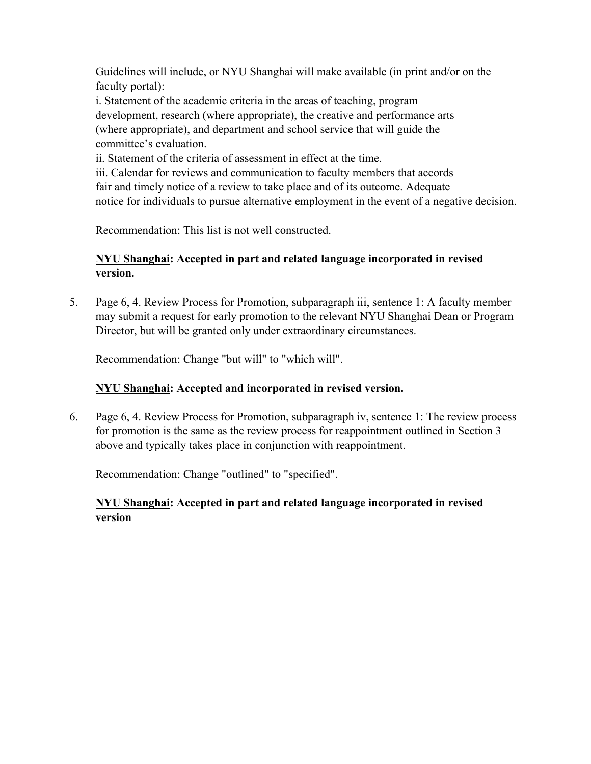Guidelines will include, or NYU Shanghai will make available (in print and/or on the faculty portal):

i. Statement of the academic criteria in the areas of teaching, program development, research (where appropriate), the creative and performance arts (where appropriate), and department and school service that will guide the committee's evaluation.

ii. Statement of the criteria of assessment in effect at the time.

iii. Calendar for reviews and communication to faculty members that accords fair and timely notice of a review to take place and of its outcome. Adequate notice for individuals to pursue alternative employment in the event of a negative decision.

Recommendation: This list is not well constructed.

**NYU Shanghai: Accepted in part and related language incorporated in revised version.**

5. Page 6, 4. Review Process for Promotion, subparagraph iii, sentence 1: A faculty member may submit a request for early promotion to the relevant NYU Shanghai Dean or Program Director, but will be granted only under extraordinary circumstances.

   Recommendation: Change "but will" to "which will".

   **NYU Shanghai: Accepted and incorporated in revised version.**

6. Page 6, 4. Review Process for Promotion, subparagraph iv, sentence 1: The review process for promotion is the same as the review process for reappointment outlined in Section 3 above and typically takes place in conjunction with reappointment.

   Recommendation: Change "outlined" to "specified".

   **NYU Shanghai: Accepted in part and related language incorporated in revised version**